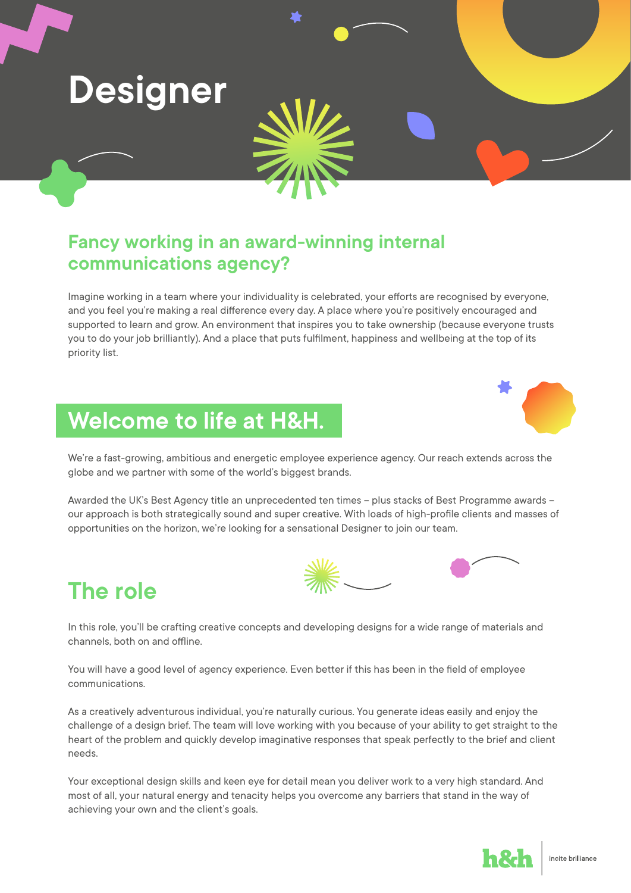# Designer

## Fancy working in an award-winning internal communications agency?

Imagine working in a team where your individuality is celebrated, your efforts are recognised by everyone, and you feel you're making a real difference every day. A place where you're positively encouraged and supported to learn and grow. An environment that inspires you to take ownership (because everyone trusts you to do your job brilliantly). And a place that puts fulfilment, happiness and wellbeing at the top of its priority list.

## Welcome to life at H&H.

We're a fast-growing, ambitious and energetic employee experience agency. Our reach extends across the globe and we partner with some of the world's biggest brands.

Awarded the UK's Best Agency title an unprecedented ten times – plus stacks of Best Programme awards – our approach is both strategically sound and super creative. With loads of high-profile clients and masses of opportunities on the horizon, we're looking for a sensational Designer to join our team.

## The role

In this role, you'll be crafting creative concepts and developing designs for a wide range of materials and channels, both on and offline.

You will have a good level of agency experience. Even better if this has been in the field of employee communications.

As a creatively adventurous individual, you're naturally curious. You generate ideas easily and enjoy the challenge of a design brief. The team will love working with you because of your ability to get straight to the heart of the problem and quickly develop imaginative responses that speak perfectly to the brief and client needs.

Your exceptional design skills and keen eye for detail mean you deliver work to a very high standard. And most of all, your natural energy and tenacity helps you overcome any barriers that stand in the way of achieving your own and the client's goals.

h&h | incite brilliance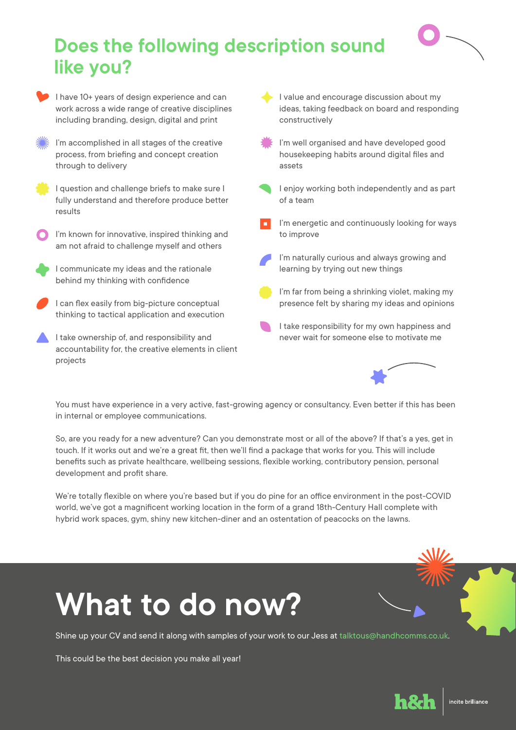## Does the following description sound like you?

- I have 10+ years of design experience and can work across a wide range of creative disciplines including branding, design, digital and print
- I'm accomplished in all stages of the creative process, from briefing and concept creation through to delivery
- I question and challenge briefs to make sure I fully understand and therefore produce better results
- I'm known for innovative, inspired thinking and am not afraid to challenge myself and others
- I communicate my ideas and the rationale behind my thinking with confidence
- I can flex easily from big-picture conceptual thinking to tactical application and execution
- I take ownership of, and responsibility and accountability for, the creative elements in client projects
- I value and encourage discussion about my ideas, taking feedback on board and responding constructively
- I'm well organised and have developed good housekeeping habits around digital files and assets
- I enjoy working both independently and as part of a team
- I'm energetic and continuously looking for ways to improve
- I'm naturally curious and always growing and learning by trying out new things
- I'm far from being a shrinking violet, making my presence felt by sharing my ideas and opinions
- I take responsibility for my own happiness and never wait for someone else to motivate me

You must have experience in a very active, fast-growing agency or consultancy. Even better if this has been in internal or employee communications.

So, are you ready for a new adventure? Can you demonstrate most or all of the above? If that's a yes, get in touch. If it works out and we're a great fit, then we'll find a package that works for you. This will include benefits such as private healthcare, wellbeing sessions, flexible working, contributory pension, personal development and profit share.

We're totally flexible on where you're based but if you do pine for an office environment in the post-COVID world, we've got a magnificent working location in the form of a grand 18th-Century Hall complete with hybrid work spaces, gym, shiny new kitchen-diner and an ostentation of peacocks on the lawns.

# What to do now?

Shine up your CV and send it along with samples of your work to our Jess at talktous@handhcomms.co.uk.

This could be the best decision you make all year!

h&h | incite brilliance